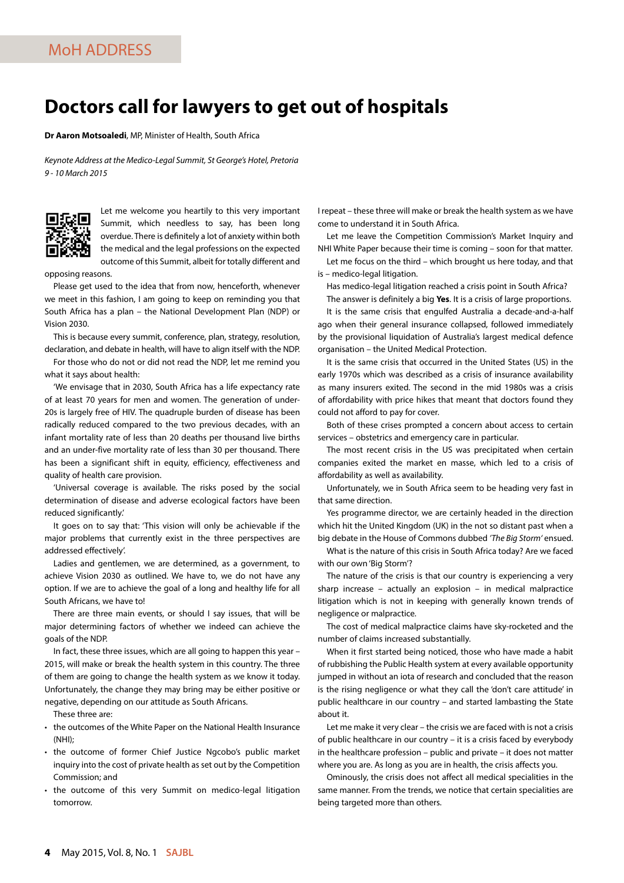MoH ADDRESS

# Doctors call for lawyers to get out of hospitals

**Dr Aaron Motsoaledi**, MP, Minister of Health, South Africa

*Keynote Address at the Medico-Legal Summit, St George's Hotel, Pretoria 9 - 10 March 2015*

Let me welcome you heartily to this very important Summit, which needless to say, has been long overdue. There is definitely a lot of anxiety within both the medical and the legal professions on the expected outcome of this Summit, albeit for totally different and opposing reasons.

Please get used to the idea that from now, henceforth, whenever we meet in this fashion, I am going to keep on reminding you that South Africa has a plan – the National Development Plan (NDP) or Vision 2030.

This is because every summit, conference, plan, strategy, resolution, declaration, and debate in health, will have to align itself with the NDP.

For those who do not or did not read the NDP, let me remind you what it says about health:

'We envisage that in 2030, South Africa has a life expectancy rate of at least 70 years for men and women. The generation of under-20s is largely free of HIV. The quadruple burden of disease has been radically reduced compared to the two previous decades, with an infant mortality rate of less than 20 deaths per thousand live births and an under-five mortality rate of less than 30 per thousand. There has been a significant shift in equity, efficiency, effectiveness and quality of health care provision.

'Universal coverage is available. The risks posed by the social determination of disease and adverse ecological factors have been reduced significantly.'

It goes on to say that: 'This vision will only be achievable if the major problems that currently exist in the three perspectives are addressed effectively'.

Ladies and gentlemen, we are determined, as a government, to achieve Vision 2030 as outlined. We have to, we do not have any option. If we are to achieve the goal of a long and healthy life for all South Africans, we have to!

There are three main events, or should I say issues, that will be major determining factors of whether we indeed can achieve the goals of the NDP.

In fact, these three issues, which are all going to happen this year – 2015, will make or break the health system in this country. The three of them are going to change the health system as we know it today. Unfortunately, the change they may bring may be either positive or negative, depending on our attitude as South Africans.

These three are:

- the outcomes of the White Paper on the National Health Insurance (NHI);
- the outcome of former Chief Justice Ngcobo's public market inquiry into the cost of private health as set out by the Competition Commission; and
- the outcome of this very Summit on medico-legal litigation tomorrow.

I repeat – these three will make or break the health system as we have come to understand it in South Africa.

Let me leave the Competition Commission's Market Inquiry and NHI White Paper because their time is coming – soon for that matter.

Let me focus on the third – which brought us here today, and that is – medico-legal litigation.

Has medico-legal litigation reached a crisis point in South Africa?

The answer is definitely a big **Yes**. It is a crisis of large proportions.

It is the same crisis that engulfed Australia a decade-and-a-half ago when their general insurance collapsed, followed immediately by the provisional liquidation of Australia's largest medical defence organisation – the United Medical Protection.

It is the same crisis that occurred in the United States (US) in the early 1970s which was described as a crisis of insurance availability as many insurers exited. The second in the mid 1980s was a crisis of affordability with price hikes that meant that doctors found they could not afford to pay for cover.

Both of these crises prompted a concern about access to certain services – obstetrics and emergency care in particular.

The most recent crisis in the US was precipitated when certain companies exited the market en masse, which led to a crisis of affordability as well as availability.

Unfortunately, we in South Africa seem to be heading very fast in that same direction.

Yes programme director, we are certainly headed in the direction which hit the United Kingdom (UK) in the not so distant past when a big debate in the House of Commons dubbed *'The Big Storm'* ensued.

What is the nature of this crisis in South Africa today? Are we faced with our own 'Big Storm'?

The nature of the crisis is that our country is experiencing a very sharp increase – actually an explosion – in medical malpractice litigation which is not in keeping with generally known trends of negligence or malpractice.

The cost of medical malpractice claims have sky-rocketed and the number of claims increased substantially.

When it first started being noticed, those who have made a habit of rubbishing the Public Health system at every available opportunity jumped in without an iota of research and concluded that the reason is the rising negligence or what they call the 'don't care attitude' in public healthcare in our country – and started lambasting the State about it.

Let me make it very clear – the crisis we are faced with is not a crisis of public healthcare in our country – it is a crisis faced by everybody in the healthcare profession – public and private – it does not matter where you are. As long as you are in health, the crisis affects you.

Ominously, the crisis does not affect all medical specialities in the same manner. From the trends, we notice that certain specialities are being targeted more than others.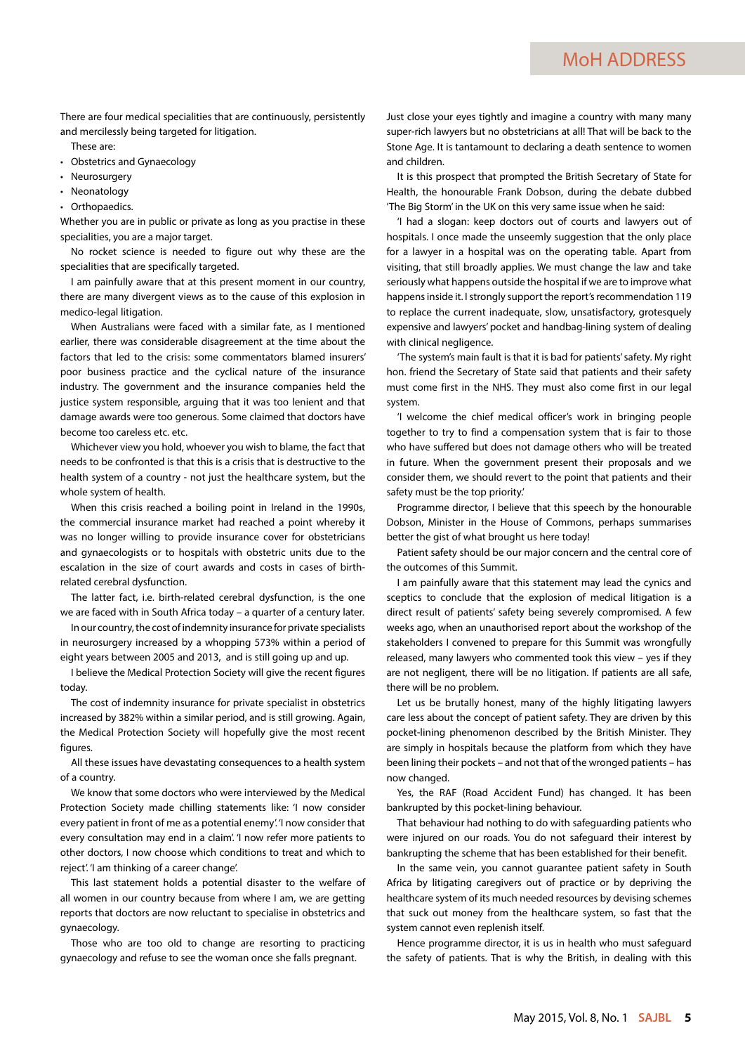There are four medical specialities that are continuously, persistently and mercilessly being targeted for litigation.

These are:

- Obstetrics and Gynaecology
- Neurosurgery
- Neonatology
- Orthopaedics.

Whether you are in public or private as long as you practise in these specialities, you are a major target.

No rocket science is needed to figure out why these are the specialities that are specifically targeted.

I am painfully aware that at this present moment in our country, there are many divergent views as to the cause of this explosion in medico-legal litigation.

When Australians were faced with a similar fate, as I mentioned earlier, there was considerable disagreement at the time about the factors that led to the crisis: some commentators blamed insurers' poor business practice and the cyclical nature of the insurance industry. The government and the insurance companies held the justice system responsible, arguing that it was too lenient and that damage awards were too generous. Some claimed that doctors have become too careless etc. etc.

Whichever view you hold, whoever you wish to blame, the fact that needs to be confronted is that this is a crisis that is destructive to the health system of a country - not just the healthcare system, but the whole system of health.

When this crisis reached a boiling point in Ireland in the 1990s, the commercial insurance market had reached a point whereby it was no longer willing to provide insurance cover for obstetricians and gynaecologists or to hospitals with obstetric units due to the escalation in the size of court awards and costs in cases of birth-related cerebral dysfunction.

The latter fact, i.e. birth-related cerebral dysfunction, is the one we are faced with in South Africa today – a quarter of a century later.

In our country, the cost of indemnity insurance for private specialists in neurosurgery increased by a whopping 573% within a period of eight years between 2005 and 2013, and is still going up and up.

I believe the Medical Protection Society will give the recent figures today.

The cost of indemnity insurance for private specialist in obstetrics increased by 382% within a similar period, and is still growing. Again, the Medical Protection Society will hopefully give the most recent figures.

All these issues have devastating consequences to a health system of a country.

We know that some doctors who were interviewed by the Medical Protection Society made chilling statements like: 'I now consider every patient in front of me as a potential enemy'. 'I now consider that every consultation may end in a claim'. 'I now refer more patients to other doctors, I now choose which conditions to treat and which to reject'. 'I am thinking of a career change'.

This last statement holds a potential disaster to the welfare of all women in our country because from where I am, we are getting reports that doctors are now reluctant to specialise in obstetrics and gynaecology.

Those who are too old to change are resorting to practicing gynaecology and refuse to see the woman once she falls pregnant.

Just close your eyes tightly and imagine a country with many many super-rich lawyers but no obstetricians at all! That will be back to the Stone Age. It is tantamount to declaring a death sentence to women and children.

It is this prospect that prompted the British Secretary of State for Health, the honourable Frank Dobson, during the debate dubbed 'The Big Storm' in the UK on this very same issue when he said:

'I had a slogan: keep doctors out of courts and lawyers out of hospitals. I once made the unseemly suggestion that the only place for a lawyer in a hospital was on the operating table. Apart from visiting, that still broadly applies. We must change the law and take seriously what happens outside the hospital if we are to improve what happens inside it. I strongly support the report's recommendation 119 to replace the current inadequate, slow, unsatisfactory, grotesquely expensive and lawyers' pocket and handbag-lining system of dealing with clinical negligence.

'The system's main fault is that it is bad for patients' safety. My right hon. friend the Secretary of State said that patients and their safety must come first in the NHS. They must also come first in our legal system.

'I welcome the chief medical officer's work in bringing people together to try to find a compensation system that is fair to those who have suffered but does not damage others who will be treated in future. When the government present their proposals and we consider them, we should revert to the point that patients and their safety must be the top priority.'

Programme director, I believe that this speech by the honourable Dobson, Minister in the House of Commons, perhaps summarises better the gist of what brought us here today!

Patient safety should be our major concern and the central core of the outcomes of this Summit.

I am painfully aware that this statement may lead the cynics and sceptics to conclude that the explosion of medical litigation is a direct result of patients' safety being severely compromised. A few weeks ago, when an unauthorised report about the workshop of the stakeholders I convened to prepare for this Summit was wrongfully released, many lawyers who commented took this view – yes if they are not negligent, there will be no litigation. If patients are all safe, there will be no problem.

Let us be brutally honest, many of the highly litigating lawyers care less about the concept of patient safety. They are driven by this pocket-lining phenomenon described by the British Minister. They are simply in hospitals because the platform from which they have been lining their pockets – and not that of the wronged patients – has now changed.

Yes, the RAF (Road Accident Fund) has changed. It has been bankrupted by this pocket-lining behaviour.

That behaviour had nothing to do with safeguarding patients who were injured on our roads. You do not safeguard their interest by bankrupting the scheme that has been established for their benefit.

In the same vein, you cannot guarantee patient safety in South Africa by litigating caregivers out of practice or by depriving the healthcare system of its much needed resources by devising schemes that suck out money from the healthcare system, so fast that the system cannot even replenish itself.

Hence programme director, it is us in health who must safeguard the safety of patients. That is why the British, in dealing with this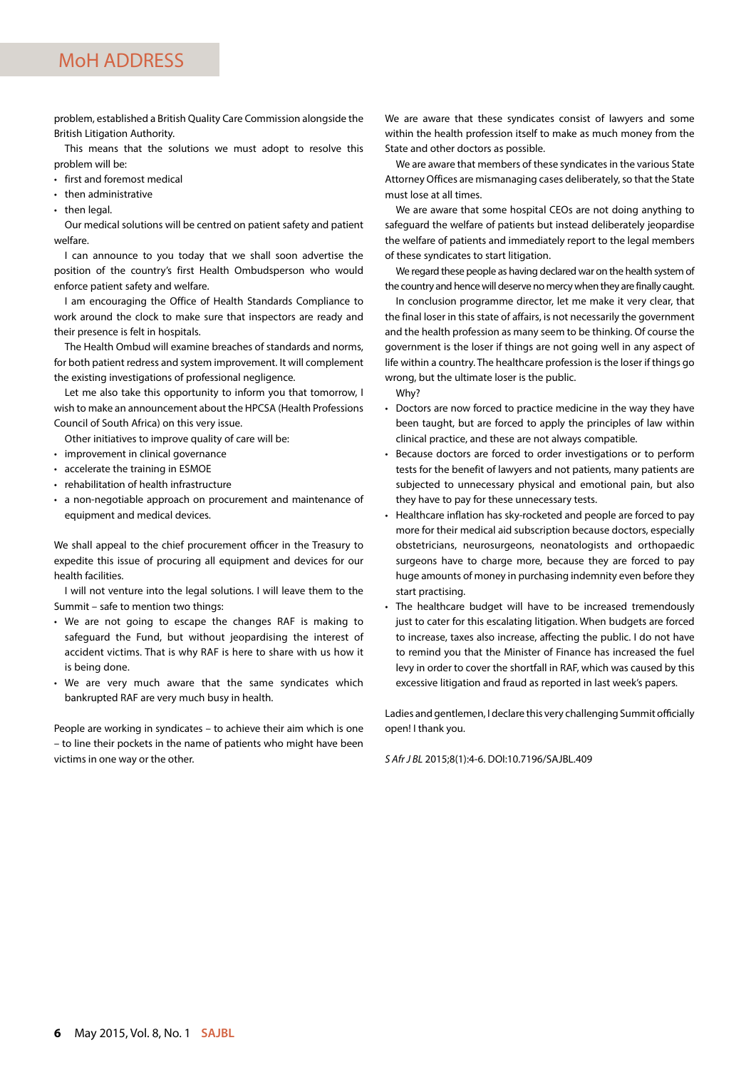problem, established a British Quality Care Commission alongside the British Litigation Authority.

This means that the solutions we must adopt to resolve this problem will be:

- first and foremost medical
- then administrative
- then legal.

Our medical solutions will be centred on patient safety and patient welfare.

I can announce to you today that we shall soon advertise the position of the country's first Health Ombudsperson who would enforce patient safety and welfare.

I am encouraging the Office of Health Standards Compliance to work around the clock to make sure that inspectors are ready and their presence is felt in hospitals.

The Health Ombud will examine breaches of standards and norms, for both patient redress and system improvement. It will complement the existing investigations of professional negligence.

Let me also take this opportunity to inform you that tomorrow, I wish to make an announcement about the HPCSA (Health Professions Council of South Africa) on this very issue.

Other initiatives to improve quality of care will be:

- improvement in clinical governance
- accelerate the training in ESMOE
- rehabilitation of health infrastructure
- a non-negotiable approach on procurement and maintenance of equipment and medical devices.

We shall appeal to the chief procurement officer in the Treasury to expedite this issue of procuring all equipment and devices for our health facilities.

I will not venture into the legal solutions. I will leave them to the Summit – safe to mention two things:

- We are not going to escape the changes RAF is making to safeguard the Fund, but without jeopardising the interest of accident victims. That is why RAF is here to share with us how it is being done.
- We are very much aware that the same syndicates which bankrupted RAF are very much busy in health.

People are working in syndicates – to achieve their aim which is one – to line their pockets in the name of patients who might have been victims in one way or the other.

We are aware that these syndicates consist of lawyers and some within the health profession itself to make as much money from the State and other doctors as possible.

We are aware that members of these syndicates in the various State Attorney Offices are mismanaging cases deliberately, so that the State must lose at all times.

We are aware that some hospital CEOs are not doing anything to safeguard the welfare of patients but instead deliberately jeopardise the welfare of patients and immediately report to the legal members of these syndicates to start litigation.

We regard these people as having declared war on the health system of the country and hence will deserve no mercy when they are finally caught.

In conclusion programme director, let me make it very clear, that the final loser in this state of affairs, is not necessarily the government and the health profession as many seem to be thinking. Of course the government is the loser if things are not going well in any aspect of life within a country. The healthcare profession is the loser if things go wrong, but the ultimate loser is the public.

Why?

- Doctors are now forced to practice medicine in the way they have been taught, but are forced to apply the principles of law within clinical practice, and these are not always compatible.
- Because doctors are forced to order investigations or to perform tests for the benefit of lawyers and not patients, many patients are subjected to unnecessary physical and emotional pain, but also they have to pay for these unnecessary tests.
- Healthcare inflation has sky-rocketed and people are forced to pay more for their medical aid subscription because doctors, especially obstetricians, neurosurgeons, neonatologists and orthopaedic surgeons have to charge more, because they are forced to pay huge amounts of money in purchasing indemnity even before they start practising.
- The healthcare budget will have to be increased tremendously just to cater for this escalating litigation. When budgets are forced to increase, taxes also increase, affecting the public. I do not have to remind you that the Minister of Finance has increased the fuel levy in order to cover the shortfall in RAF, which was caused by this excessive litigation and fraud as reported in last week's papers.

Ladies and gentlemen, I declare this very challenging Summit officially open! I thank you.

*S Afr J BL* 2015;8(1):4-6. DOI:10.7196/SAJBL.409